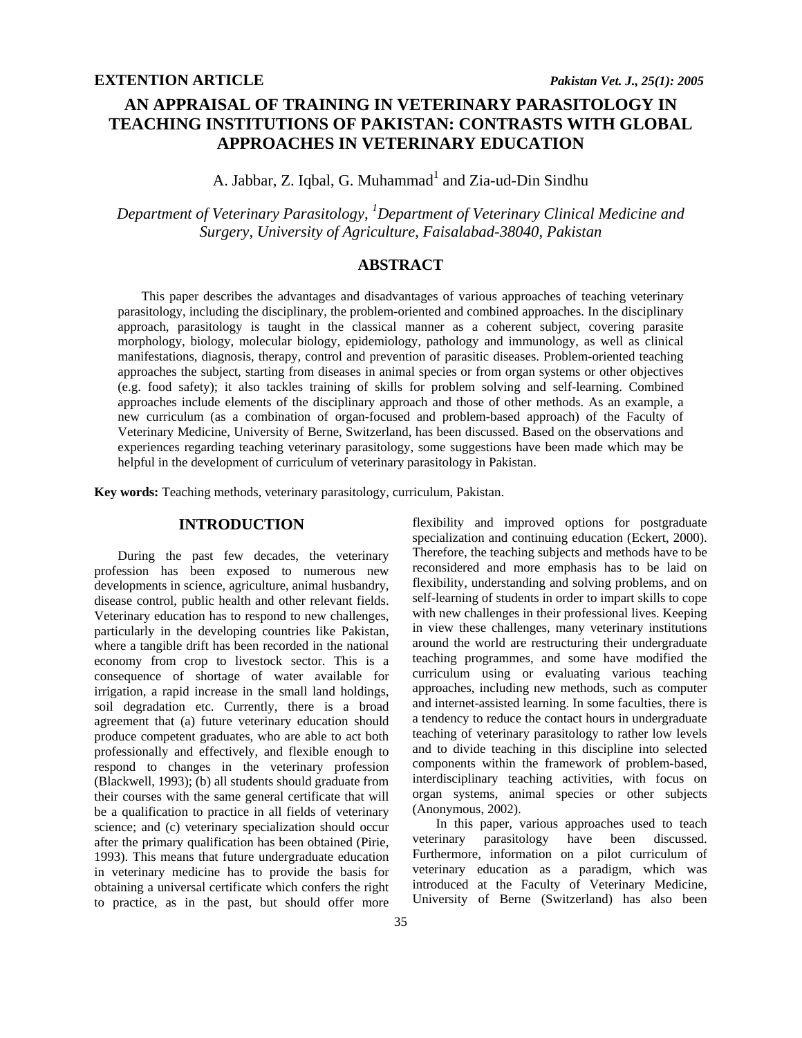**EXTENTION ARTICLE**

# AN APPRAISAL OF TRAINING IN VETERINARY PARASITOLOGY IN TEACHING INSTITUTIONS OF PAKISTAN: CONTRASTS WITH GLOBAL APPROACHES IN VETERINARY EDUCATION

A. Jabbar, Z. Iqbal, G. Muhammad[1] and Zia-ud-Din Sindhu

*Department of Veterinary Parasitology, [1]Department of Veterinary Clinical Medicine and Surgery, University of Agriculture, Faisalabad-38040, Pakistan*

## ABSTRACT

This paper describes the advantages and disadvantages of various approaches of teaching veterinary parasitology, including the disciplinary, the problem-oriented and combined approaches. In the disciplinary approach, parasitology is taught in the classical manner as a coherent subject, covering parasite morphology, biology, molecular biology, epidemiology, pathology and immunology, as well as clinical manifestations, diagnosis, therapy, control and prevention of parasitic diseases. Problem-oriented teaching approaches the subject, starting from diseases in animal species or from organ systems or other objectives (e.g. food safety); it also tackles training of skills for problem solving and self-learning. Combined approaches include elements of the disciplinary approach and those of other methods. As an example, a new curriculum (as a combination of organ-focused and problem-based approach) of the Faculty of Veterinary Medicine, University of Berne, Switzerland, has been discussed. Based on the observations and experiences regarding teaching veterinary parasitology, some suggestions have been made which may be helpful in the development of curriculum of veterinary parasitology in Pakistan.

**Key words:** Teaching methods, veterinary parasitology, curriculum, Pakistan.

## INTRODUCTION

During the past few decades, the veterinary profession has been exposed to numerous new developments in science, agriculture, animal husbandry, disease control, public health and other relevant fields. Veterinary education has to respond to new challenges, particularly in the developing countries like Pakistan, where a tangible drift has been recorded in the national economy from crop to livestock sector. This is a consequence of shortage of water available for irrigation, a rapid increase in the small land holdings, soil degradation etc. Currently, there is a broad agreement that (a) future veterinary education should produce competent graduates, who are able to act both professionally and effectively, and flexible enough to respond to changes in the veterinary profession (Blackwell, 1993); (b) all students should graduate from their courses with the same general certificate that will be a qualification to practice in all fields of veterinary science; and (c) veterinary specialization should occur after the primary qualification has been obtained (Pirie, 1993). This means that future undergraduate education in veterinary medicine has to provide the basis for obtaining a universal certificate which confers the right to practice, as in the past, but should offer more flexibility and improved options for postgraduate specialization and continuing education (Eckert, 2000). Therefore, the teaching subjects and methods have to be reconsidered and more emphasis has to be laid on flexibility, understanding and solving problems, and on self-learning of students in order to impart skills to cope with new challenges in their professional lives. Keeping in view these challenges, many veterinary institutions around the world are restructuring their undergraduate teaching programmes, and some have modified the curriculum using or evaluating various teaching approaches, including new methods, such as computer and internet-assisted learning. In some faculties, there is a tendency to reduce the contact hours in undergraduate teaching of veterinary parasitology to rather low levels and to divide teaching in this discipline into selected components within the framework of problem-based, interdisciplinary teaching activities, with focus on organ systems, animal species or other subjects (Anonymous, 2002).

In this paper, various approaches used to teach veterinary parasitology have been discussed. Furthermore, information on a pilot curriculum of veterinary education as a paradigm, which was introduced at the Faculty of Veterinary Medicine, University of Berne (Switzerland) has also been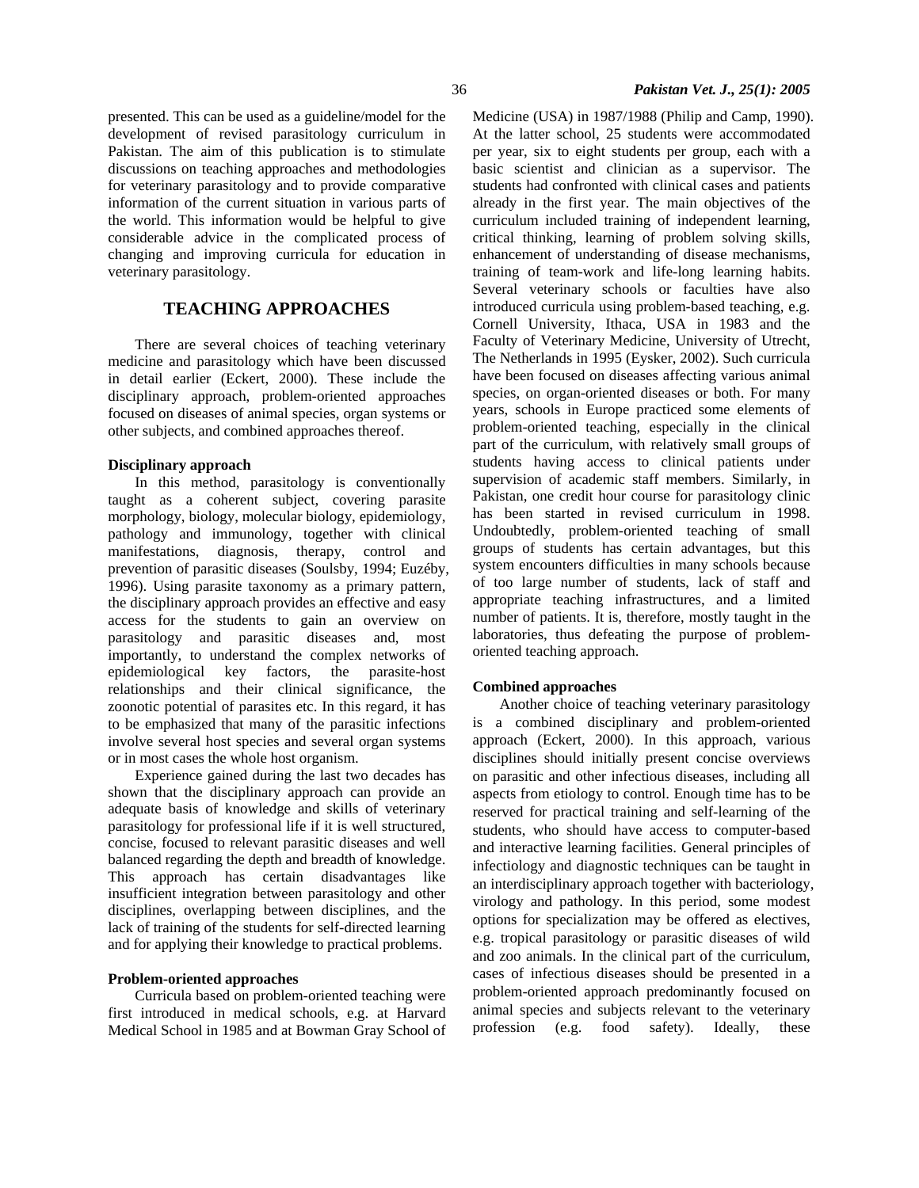presented. This can be used as a guideline/model for the development of revised parasitology curriculum in Pakistan. The aim of this publication is to stimulate discussions on teaching approaches and methodologies for veterinary parasitology and to provide comparative information of the current situation in various parts of the world. This information would be helpful to give considerable advice in the complicated process of changing and improving curricula for education in veterinary parasitology.

## TEACHING APPROACHES

There are several choices of teaching veterinary medicine and parasitology which have been discussed in detail earlier (Eckert, 2000). These include the disciplinary approach, problem-oriented approaches focused on diseases of animal species, organ systems or other subjects, and combined approaches thereof.

### Disciplinary approach

In this method, parasitology is conventionally taught as a coherent subject, covering parasite morphology, biology, molecular biology, epidemiology, pathology and immunology, together with clinical manifestations, diagnosis, therapy, control and prevention of parasitic diseases (Soulsby, 1994; Euzéby, 1996). Using parasite taxonomy as a primary pattern, the disciplinary approach provides an effective and easy access for the students to gain an overview on parasitology and parasitic diseases and, most importantly, to understand the complex networks of epidemiological key factors, the parasite-host relationships and their clinical significance, the zoonotic potential of parasites etc. In this regard, it has to be emphasized that many of the parasitic infections involve several host species and several organ systems or in most cases the whole host organism.

Experience gained during the last two decades has shown that the disciplinary approach can provide an adequate basis of knowledge and skills of veterinary parasitology for professional life if it is well structured, concise, focused to relevant parasitic diseases and well balanced regarding the depth and breadth of knowledge. This approach has certain disadvantages like insufficient integration between parasitology and other disciplines, overlapping between disciplines, and the lack of training of the students for self-directed learning and for applying their knowledge to practical problems.

### Problem-oriented approaches

Curricula based on problem-oriented teaching were first introduced in medical schools, e.g. at Harvard Medical School in 1985 and at Bowman Gray School of Medicine (USA) in 1987/1988 (Philip and Camp, 1990). At the latter school, 25 students were accommodated per year, six to eight students per group, each with a basic scientist and clinician as a supervisor. The students had confronted with clinical cases and patients already in the first year. The main objectives of the curriculum included training of independent learning, critical thinking, learning of problem solving skills, enhancement of understanding of disease mechanisms, training of team-work and life-long learning habits. Several veterinary schools or faculties have also introduced curricula using problem-based teaching, e.g. Cornell University, Ithaca, USA in 1983 and the Faculty of Veterinary Medicine, University of Utrecht, The Netherlands in 1995 (Eysker, 2002). Such curricula have been focused on diseases affecting various animal species, on organ-oriented diseases or both. For many years, schools in Europe practiced some elements of problem-oriented teaching, especially in the clinical part of the curriculum, with relatively small groups of students having access to clinical patients under supervision of academic staff members. Similarly, in Pakistan, one credit hour course for parasitology clinic has been started in revised curriculum in 1998. Undoubtedly, problem-oriented teaching of small groups of students has certain advantages, but this system encounters difficulties in many schools because of too large number of students, lack of staff and appropriate teaching infrastructures, and a limited number of patients. It is, therefore, mostly taught in the laboratories, thus defeating the purpose of problem-oriented teaching approach.

### Combined approaches

Another choice of teaching veterinary parasitology is a combined disciplinary and problem-oriented approach (Eckert, 2000). In this approach, various disciplines should initially present concise overviews on parasitic and other infectious diseases, including all aspects from etiology to control. Enough time has to be reserved for practical training and self-learning of the students, who should have access to computer-based and interactive learning facilities. General principles of infectiology and diagnostic techniques can be taught in an interdisciplinary approach together with bacteriology, virology and pathology. In this period, some modest options for specialization may be offered as electives, e.g. tropical parasitology or parasitic diseases of wild and zoo animals. In the clinical part of the curriculum, cases of infectious diseases should be presented in a problem-oriented approach predominantly focused on animal species and subjects relevant to the veterinary profession (e.g. food safety). Ideally, these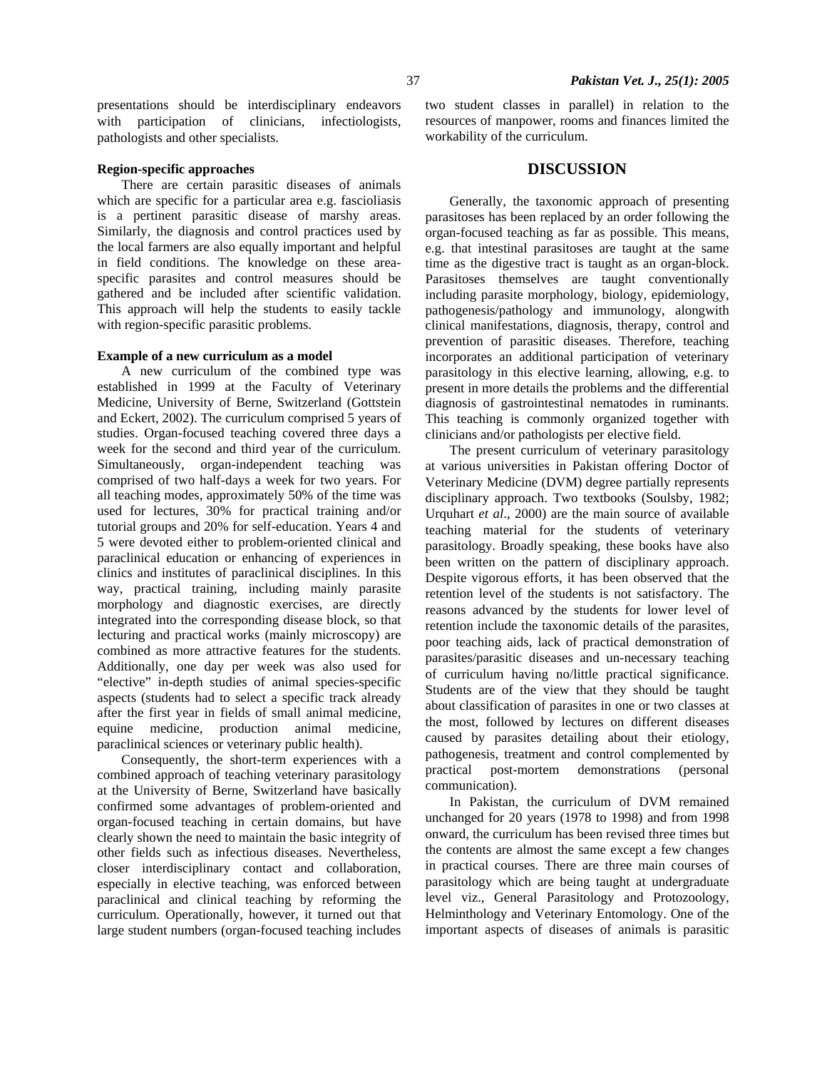presentations should be interdisciplinary endeavors with participation of clinicians, infectiologists, pathologists and other specialists.

**Region-specific approaches**

There are certain parasitic diseases of animals which are specific for a particular area e.g. fascioliasis is a pertinent parasitic disease of marshy areas. Similarly, the diagnosis and control practices used by the local farmers are also equally important and helpful in field conditions. The knowledge on these area-specific parasites and control measures should be gathered and be included after scientific validation. This approach will help the students to easily tackle with region-specific parasitic problems.

**Example of a new curriculum as a model**

A new curriculum of the combined type was established in 1999 at the Faculty of Veterinary Medicine, University of Berne, Switzerland (Gottstein and Eckert, 2002). The curriculum comprised 5 years of studies. Organ-focused teaching covered three days a week for the second and third year of the curriculum. Simultaneously, organ-independent teaching was comprised of two half-days a week for two years. For all teaching modes, approximately 50% of the time was used for lectures, 30% for practical training and/or tutorial groups and 20% for self-education. Years 4 and 5 were devoted either to problem-oriented clinical and paraclinical education or enhancing of experiences in clinics and institutes of paraclinical disciplines. In this way, practical training, including mainly parasite morphology and diagnostic exercises, are directly integrated into the corresponding disease block, so that lecturing and practical works (mainly microscopy) are combined as more attractive features for the students. Additionally, one day per week was also used for "elective" in-depth studies of animal species-specific aspects (students had to select a specific track already after the first year in fields of small animal medicine, equine medicine, production animal medicine, paraclinical sciences or veterinary public health).

Consequently, the short-term experiences with a combined approach of teaching veterinary parasitology at the University of Berne, Switzerland have basically confirmed some advantages of problem-oriented and organ-focused teaching in certain domains, but have clearly shown the need to maintain the basic integrity of other fields such as infectious diseases. Nevertheless, closer interdisciplinary contact and collaboration, especially in elective teaching, was enforced between paraclinical and clinical teaching by reforming the curriculum. Operationally, however, it turned out that large student numbers (organ-focused teaching includes two student classes in parallel) in relation to the resources of manpower, rooms and finances limited the workability of the curriculum.

## DISCUSSION

Generally, the taxonomic approach of presenting parasitoses has been replaced by an order following the organ-focused teaching as far as possible. This means, e.g. that intestinal parasitoses are taught at the same time as the digestive tract is taught as an organ-block. Parasitoses themselves are taught conventionally including parasite morphology, biology, epidemiology, pathogenesis/pathology and immunology, alongwith clinical manifestations, diagnosis, therapy, control and prevention of parasitic diseases. Therefore, teaching incorporates an additional participation of veterinary parasitology in this elective learning, allowing, e.g. to present in more details the problems and the differential diagnosis of gastrointestinal nematodes in ruminants. This teaching is commonly organized together with clinicians and/or pathologists per elective field.

The present curriculum of veterinary parasitology at various universities in Pakistan offering Doctor of Veterinary Medicine (DVM) degree partially represents disciplinary approach. Two textbooks (Soulsby, 1982; Urquhart *et al*., 2000) are the main source of available teaching material for the students of veterinary parasitology. Broadly speaking, these books have also been written on the pattern of disciplinary approach. Despite vigorous efforts, it has been observed that the retention level of the students is not satisfactory. The reasons advanced by the students for lower level of retention include the taxonomic details of the parasites, poor teaching aids, lack of practical demonstration of parasites/parasitic diseases and un-necessary teaching of curriculum having no/little practical significance. Students are of the view that they should be taught about classification of parasites in one or two classes at the most, followed by lectures on different diseases caused by parasites detailing about their etiology, pathogenesis, treatment and control complemented by practical post-mortem demonstrations (personal communication).

In Pakistan, the curriculum of DVM remained unchanged for 20 years (1978 to 1998) and from 1998 onward, the curriculum has been revised three times but the contents are almost the same except a few changes in practical courses. There are three main courses of parasitology which are being taught at undergraduate level viz., General Parasitology and Protozoology, Helminthology and Veterinary Entomology. One of the important aspects of diseases of animals is parasitic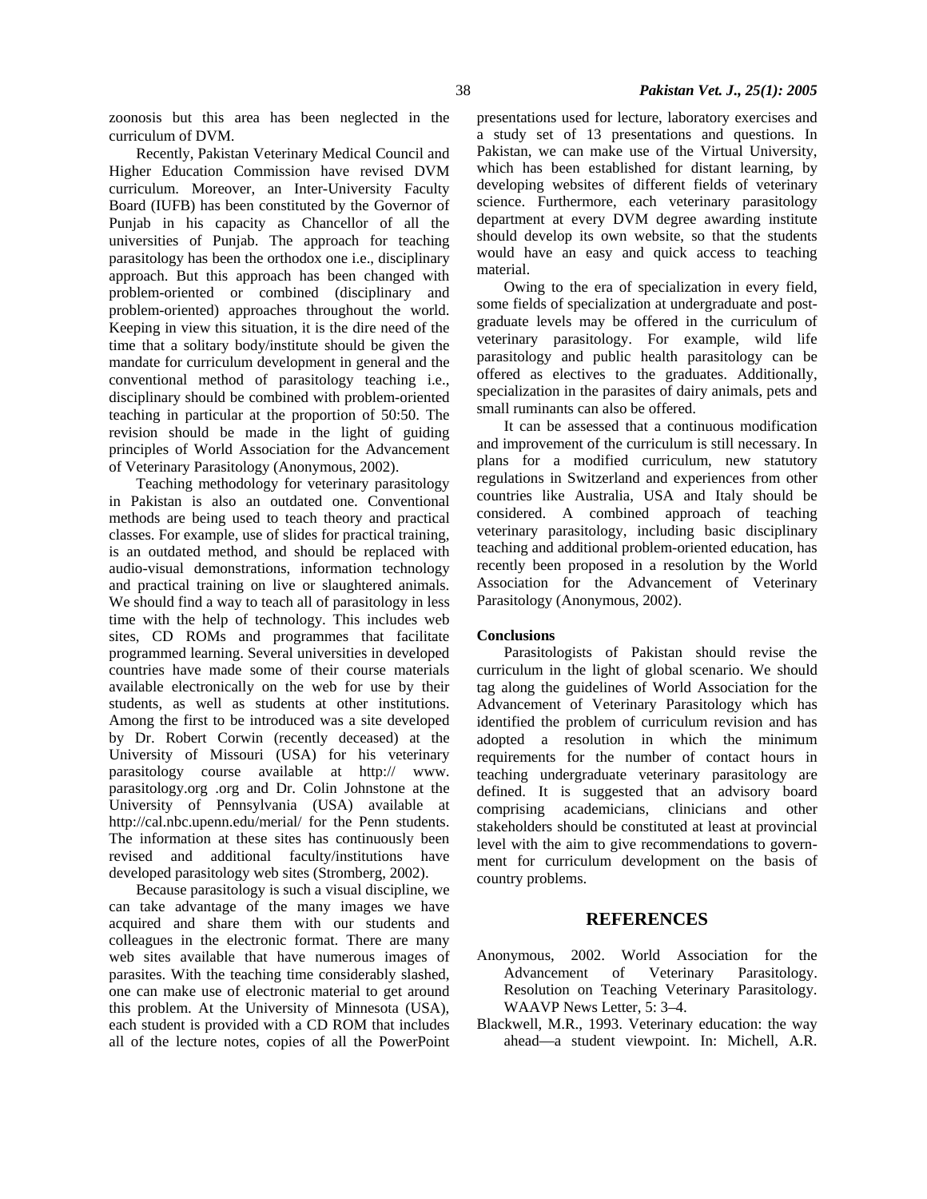zoonosis but this area has been neglected in the curriculum of DVM.

Recently, Pakistan Veterinary Medical Council and Higher Education Commission have revised DVM curriculum. Moreover, an Inter-University Faculty Board (IUFB) has been constituted by the Governor of Punjab in his capacity as Chancellor of all the universities of Punjab. The approach for teaching parasitology has been the orthodox one i.e., disciplinary approach. But this approach has been changed with problem-oriented or combined (disciplinary and problem-oriented) approaches throughout the world. Keeping in view this situation, it is the dire need of the time that a solitary body/institute should be given the mandate for curriculum development in general and the conventional method of parasitology teaching i.e., disciplinary should be combined with problem-oriented teaching in particular at the proportion of 50:50. The revision should be made in the light of guiding principles of World Association for the Advancement of Veterinary Parasitology (Anonymous, 2002).

Teaching methodology for veterinary parasitology in Pakistan is also an outdated one. Conventional methods are being used to teach theory and practical classes. For example, use of slides for practical training, is an outdated method, and should be replaced with audio-visual demonstrations, information technology and practical training on live or slaughtered animals. We should find a way to teach all of parasitology in less time with the help of technology. This includes web sites, CD ROMs and programmes that facilitate programmed learning. Several universities in developed countries have made some of their course materials available electronically on the web for use by their students, as well as students at other institutions. Among the first to be introduced was a site developed by Dr. Robert Corwin (recently deceased) at the University of Missouri (USA) for his veterinary parasitology course available at http:// www. parasitology.org .org and Dr. Colin Johnstone at the University of Pennsylvania (USA) available at http://cal.nbc.upenn.edu/merial/ for the Penn students. The information at these sites has continuously been revised and additional faculty/institutions have developed parasitology web sites (Stromberg, 2002).

Because parasitology is such a visual discipline, we can take advantage of the many images we have acquired and share them with our students and colleagues in the electronic format. There are many web sites available that have numerous images of parasites. With the teaching time considerably slashed, one can make use of electronic material to get around this problem. At the University of Minnesota (USA), each student is provided with a CD ROM that includes all of the lecture notes, copies of all the PowerPoint presentations used for lecture, laboratory exercises and a study set of 13 presentations and questions. In Pakistan, we can make use of the Virtual University, which has been established for distant learning, by developing websites of different fields of veterinary science. Furthermore, each veterinary parasitology department at every DVM degree awarding institute should develop its own website, so that the students would have an easy and quick access to teaching material.

Owing to the era of specialization in every field, some fields of specialization at undergraduate and post-graduate levels may be offered in the curriculum of veterinary parasitology. For example, wild life parasitology and public health parasitology can be offered as electives to the graduates. Additionally, specialization in the parasites of dairy animals, pets and small ruminants can also be offered.

It can be assessed that a continuous modification and improvement of the curriculum is still necessary. In plans for a modified curriculum, new statutory regulations in Switzerland and experiences from other countries like Australia, USA and Italy should be considered. A combined approach of teaching veterinary parasitology, including basic disciplinary teaching and additional problem-oriented education, has recently been proposed in a resolution by the World Association for the Advancement of Veterinary Parasitology (Anonymous, 2002).

**Conclusions**

Parasitologists of Pakistan should revise the curriculum in the light of global scenario. We should tag along the guidelines of World Association for the Advancement of Veterinary Parasitology which has identified the problem of curriculum revision and has adopted a resolution in which the minimum requirements for the number of contact hours in teaching undergraduate veterinary parasitology are defined. It is suggested that an advisory board comprising academicians, clinicians and other stakeholders should be constituted at least at provincial level with the aim to give recommendations to government for curriculum development on the basis of country problems.

## REFERENCES

Anonymous, 2002. World Association for the Advancement of Veterinary Parasitology. Resolution on Teaching Veterinary Parasitology. WAAVP News Letter, 5: 3–4.

Blackwell, M.R., 1993. Veterinary education: the way ahead—a student viewpoint. In: Michell, A.R.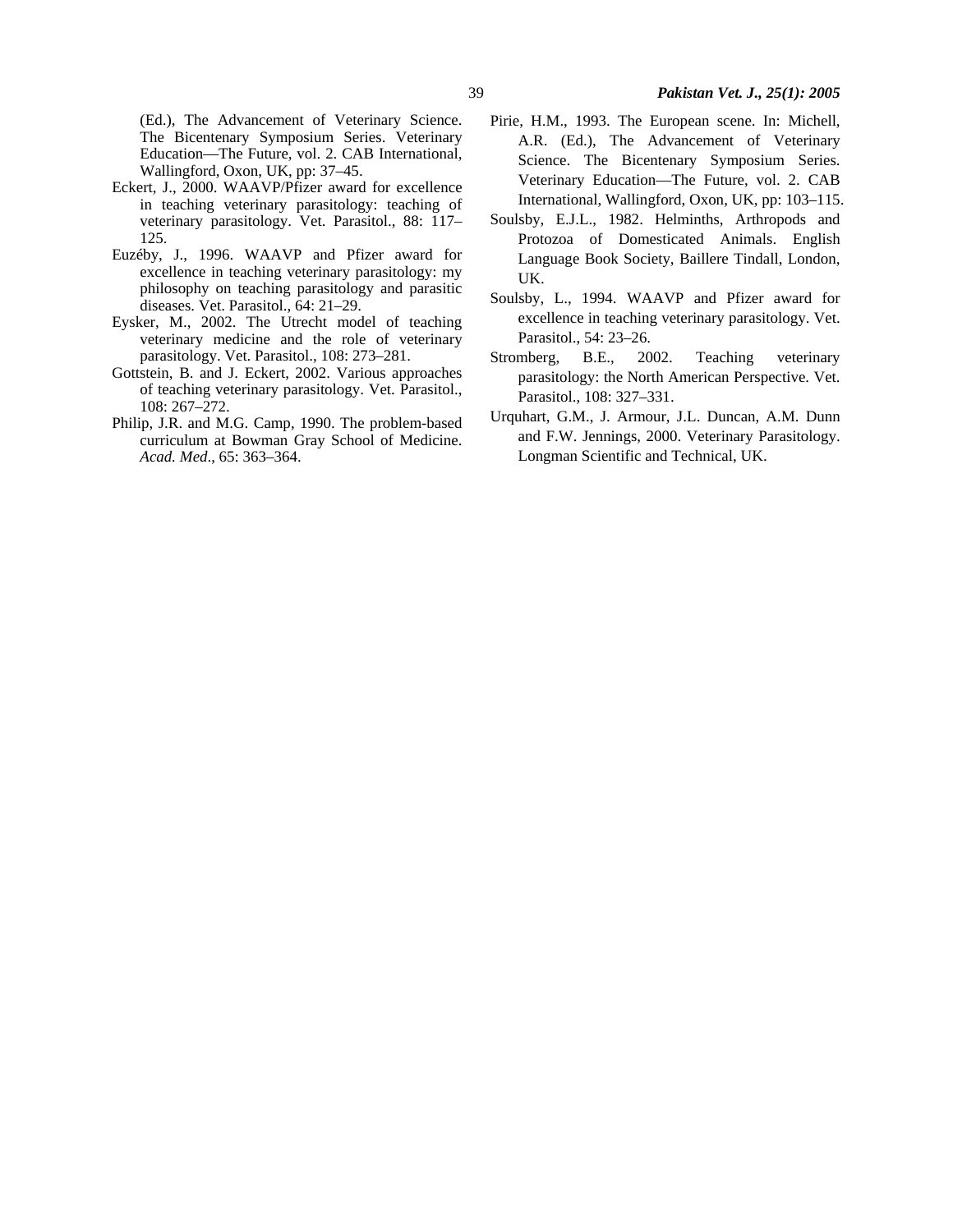(Ed.), The Advancement of Veterinary Science. The Bicentenary Symposium Series. Veterinary Education—The Future, vol. 2. CAB International, Wallingford, Oxon, UK, pp: 37–45.

Eckert, J., 2000. WAAVP/Pfizer award for excellence in teaching veterinary parasitology: teaching of veterinary parasitology. Vet. Parasitol., 88: 117–125.

Euzéby, J., 1996. WAAVP and Pfizer award for excellence in teaching veterinary parasitology: my philosophy on teaching parasitology and parasitic diseases. Vet. Parasitol., 64: 21–29.

Eysker, M., 2002. The Utrecht model of teaching veterinary medicine and the role of veterinary parasitology. Vet. Parasitol., 108: 273–281.

Gottstein, B. and J. Eckert, 2002. Various approaches of teaching veterinary parasitology. Vet. Parasitol., 108: 267–272.

Philip, J.R. and M.G. Camp, 1990. The problem-based curriculum at Bowman Gray School of Medicine. *Acad. Med*., 65: 363–364.

Pirie, H.M., 1993. The European scene. In: Michell, A.R. (Ed.), The Advancement of Veterinary Science. The Bicentenary Symposium Series. Veterinary Education—The Future, vol. 2. CAB International, Wallingford, Oxon, UK, pp: 103–115.

Soulsby, E.J.L., 1982. Helminths, Arthropods and Protozoa of Domesticated Animals. English Language Book Society, Baillere Tindall, London, UK.

Soulsby, L., 1994. WAAVP and Pfizer award for excellence in teaching veterinary parasitology. Vet. Parasitol., 54: 23–26.

Stromberg, B.E., 2002. Teaching veterinary parasitology: the North American Perspective. Vet. Parasitol., 108: 327–331.

Urquhart, G.M., J. Armour, J.L. Duncan, A.M. Dunn and F.W. Jennings, 2000. Veterinary Parasitology. Longman Scientific and Technical, UK.